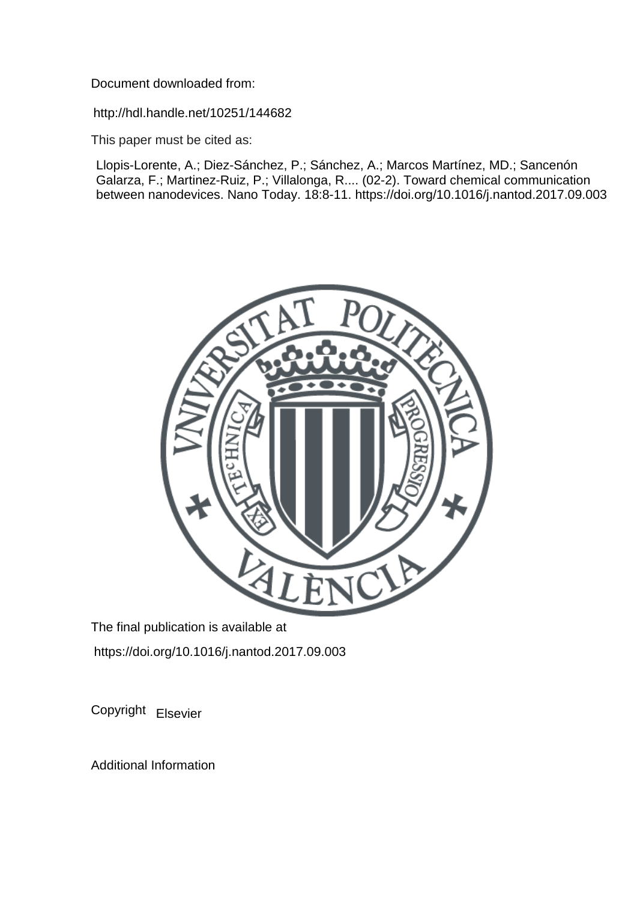Document downloaded from:

http://hdl.handle.net/10251/144682

This paper must be cited as:

Llopis-Lorente, A.; Diez-Sánchez, P.; Sánchez, A.; Marcos Martínez, MD.; Sancenón Galarza, F.; Martinez-Ruiz, P.; Villalonga, R.... (02-2). Toward chemical communication between nanodevices. Nano Today. 18:8-11. https://doi.org/10.1016/j.nantod.2017.09.003

The final publication is available at

https://doi.org/10.1016/j.nantod.2017.09.003

Copyright Elsevier

Additional Information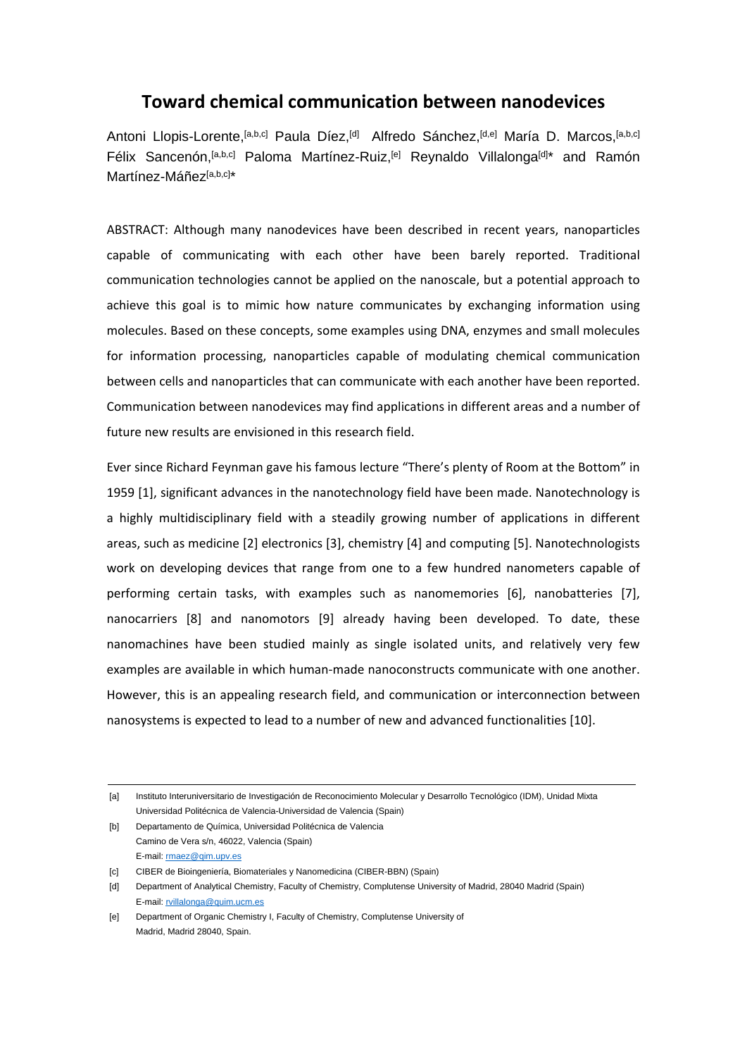# Toward chemical communication between nanodevices

Antoni Llopis-Lorente,[a,b,c] Paula Díez,[d] Alfredo Sánchez,[d,e] María D. Marcos,[a,b,c] Félix Sancenón,[a,b,c] Paloma Martínez-Ruiz,[e] Reynaldo Villalonga[d]* and Ramón Martínez-Máñez[a,b,c]*

ABSTRACT: Although many nanodevices have been described in recent years, nanoparticles capable of communicating with each other have been barely reported. Traditional communication technologies cannot be applied on the nanoscale, but a potential approach to achieve this goal is to mimic how nature communicates by exchanging information using molecules. Based on these concepts, some examples using DNA, enzymes and small molecules for information processing, nanoparticles capable of modulating chemical communication between cells and nanoparticles that can communicate with each another have been reported. Communication between nanodevices may find applications in different areas and a number of future new results are envisioned in this research field.

Ever since Richard Feynman gave his famous lecture "There's plenty of Room at the Bottom" in 1959 [1], significant advances in the nanotechnology field have been made. Nanotechnology is a highly multidisciplinary field with a steadily growing number of applications in different areas, such as medicine [2] electronics [3], chemistry [4] and computing [5]. Nanotechnologists work on developing devices that range from one to a few hundred nanometers capable of performing certain tasks, with examples such as nanomemories [6], nanobatteries [7], nanocarriers [8] and nanomotors [9] already having been developed. To date, these nanomachines have been studied mainly as single isolated units, and relatively very few examples are available in which human-made nanoconstructs communicate with one another. However, this is an appealing research field, and communication or interconnection between nanosystems is expected to lead to a number of new and advanced functionalities [10].

---

[a] Instituto Interuniversitario de Investigación de Reconocimiento Molecular y Desarrollo Tecnológico (IDM), Unidad Mixta Universidad Politécnica de Valencia-Universidad de Valencia (Spain)

[b] Departamento de Química, Universidad Politécnica de Valencia
Camino de Vera s/n, 46022, Valencia (Spain)
E-mail: rmaez@qim.upv.es

[c] CIBER de Bioingeniería, Biomateriales y Nanomedicina (CIBER-BBN) (Spain)

[d] Department of Analytical Chemistry, Faculty of Chemistry, Complutense University of Madrid, 28040 Madrid (Spain)
E-mail: rvillalonga@quim.ucm.es

[e] Department of Organic Chemistry I, Faculty of Chemistry, Complutense University of Madrid, Madrid 28040, Spain.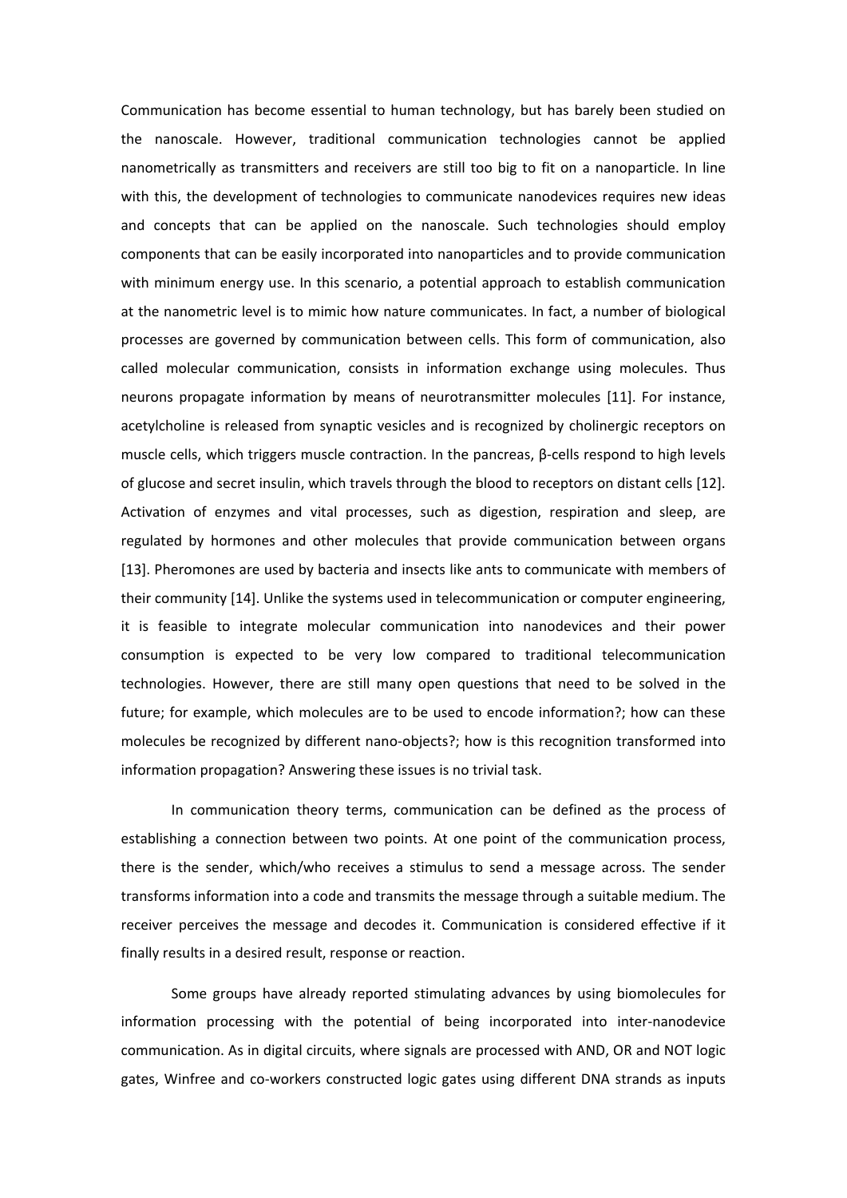Communication has become essential to human technology, but has barely been studied on the nanoscale. However, traditional communication technologies cannot be applied nanometrically as transmitters and receivers are still too big to fit on a nanoparticle. In line with this, the development of technologies to communicate nanodevices requires new ideas and concepts that can be applied on the nanoscale. Such technologies should employ components that can be easily incorporated into nanoparticles and to provide communication with minimum energy use. In this scenario, a potential approach to establish communication at the nanometric level is to mimic how nature communicates. In fact, a number of biological processes are governed by communication between cells. This form of communication, also called molecular communication, consists in information exchange using molecules. Thus neurons propagate information by means of neurotransmitter molecules [11]. For instance, acetylcholine is released from synaptic vesicles and is recognized by cholinergic receptors on muscle cells, which triggers muscle contraction. In the pancreas, β-cells respond to high levels of glucose and secret insulin, which travels through the blood to receptors on distant cells [12]. Activation of enzymes and vital processes, such as digestion, respiration and sleep, are regulated by hormones and other molecules that provide communication between organs [13]. Pheromones are used by bacteria and insects like ants to communicate with members of their community [14]. Unlike the systems used in telecommunication or computer engineering, it is feasible to integrate molecular communication into nanodevices and their power consumption is expected to be very low compared to traditional telecommunication technologies. However, there are still many open questions that need to be solved in the future; for example, which molecules are to be used to encode information?; how can these molecules be recognized by different nano-objects?; how is this recognition transformed into information propagation? Answering these issues is no trivial task.

In communication theory terms, communication can be defined as the process of establishing a connection between two points. At one point of the communication process, there is the sender, which/who receives a stimulus to send a message across. The sender transforms information into a code and transmits the message through a suitable medium. The receiver perceives the message and decodes it. Communication is considered effective if it finally results in a desired result, response or reaction.

Some groups have already reported stimulating advances by using biomolecules for information processing with the potential of being incorporated into inter-nanodevice communication. As in digital circuits, where signals are processed with AND, OR and NOT logic gates, Winfree and co-workers constructed logic gates using different DNA strands as inputs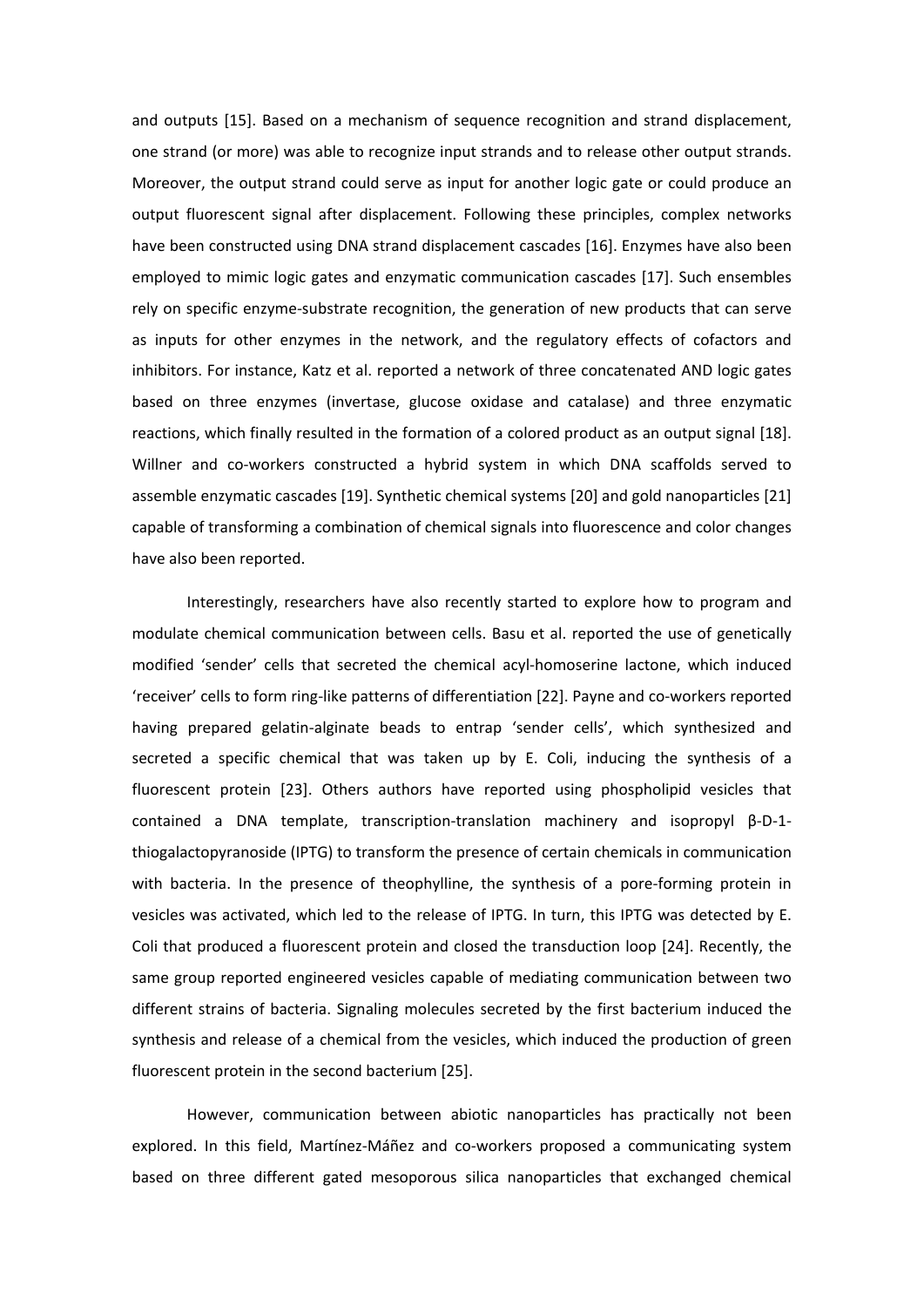and outputs [15]. Based on a mechanism of sequence recognition and strand displacement, one strand (or more) was able to recognize input strands and to release other output strands. Moreover, the output strand could serve as input for another logic gate or could produce an output fluorescent signal after displacement. Following these principles, complex networks have been constructed using DNA strand displacement cascades [16]. Enzymes have also been employed to mimic logic gates and enzymatic communication cascades [17]. Such ensembles rely on specific enzyme-substrate recognition, the generation of new products that can serve as inputs for other enzymes in the network, and the regulatory effects of cofactors and inhibitors. For instance, Katz et al. reported a network of three concatenated AND logic gates based on three enzymes (invertase, glucose oxidase and catalase) and three enzymatic reactions, which finally resulted in the formation of a colored product as an output signal [18]. Willner and co-workers constructed a hybrid system in which DNA scaffolds served to assemble enzymatic cascades [19]. Synthetic chemical systems [20] and gold nanoparticles [21] capable of transforming a combination of chemical signals into fluorescence and color changes have also been reported.

Interestingly, researchers have also recently started to explore how to program and modulate chemical communication between cells. Basu et al. reported the use of genetically modified 'sender' cells that secreted the chemical acyl-homoserine lactone, which induced 'receiver' cells to form ring-like patterns of differentiation [22]. Payne and co-workers reported having prepared gelatin-alginate beads to entrap 'sender cells', which synthesized and secreted a specific chemical that was taken up by E. Coli, inducing the synthesis of a fluorescent protein [23]. Others authors have reported using phospholipid vesicles that contained a DNA template, transcription-translation machinery and isopropyl β-D-1-thiogalactopyranoside (IPTG) to transform the presence of certain chemicals in communication with bacteria. In the presence of theophylline, the synthesis of a pore-forming protein in vesicles was activated, which led to the release of IPTG. In turn, this IPTG was detected by E. Coli that produced a fluorescent protein and closed the transduction loop [24]. Recently, the same group reported engineered vesicles capable of mediating communication between two different strains of bacteria. Signaling molecules secreted by the first bacterium induced the synthesis and release of a chemical from the vesicles, which induced the production of green fluorescent protein in the second bacterium [25].

However, communication between abiotic nanoparticles has practically not been explored. In this field, Martínez-Máñez and co-workers proposed a communicating system based on three different gated mesoporous silica nanoparticles that exchanged chemical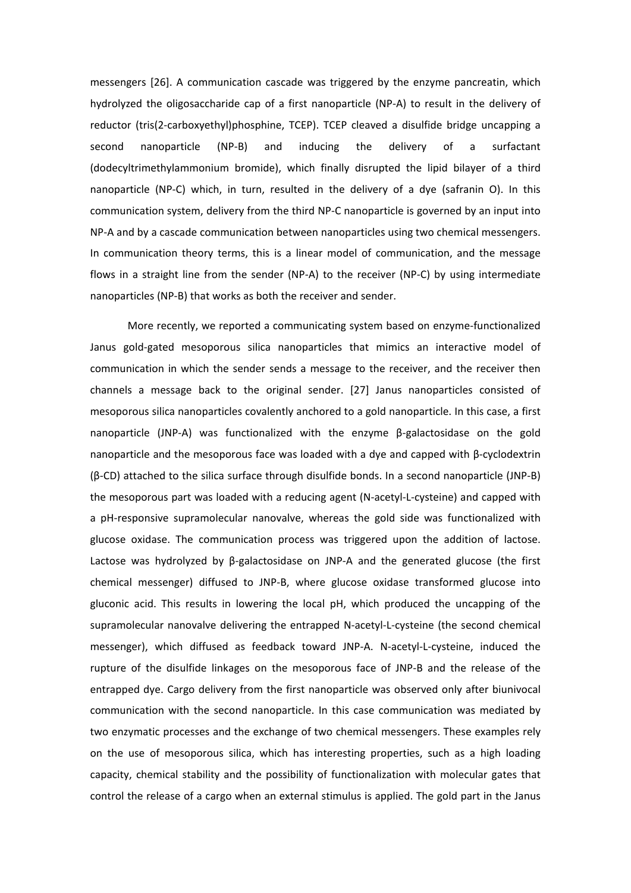messengers [26]. A communication cascade was triggered by the enzyme pancreatin, which hydrolyzed the oligosaccharide cap of a first nanoparticle (NP-A) to result in the delivery of reductor (tris(2-carboxyethyl)phosphine, TCEP). TCEP cleaved a disulfide bridge uncapping a second nanoparticle (NP-B) and inducing the delivery of a surfactant (dodecyltrimethylammonium bromide), which finally disrupted the lipid bilayer of a third nanoparticle (NP-C) which, in turn, resulted in the delivery of a dye (safranin O). In this communication system, delivery from the third NP-C nanoparticle is governed by an input into NP-A and by a cascade communication between nanoparticles using two chemical messengers. In communication theory terms, this is a linear model of communication, and the message flows in a straight line from the sender (NP-A) to the receiver (NP-C) by using intermediate nanoparticles (NP-B) that works as both the receiver and sender.

More recently, we reported a communicating system based on enzyme-functionalized Janus gold-gated mesoporous silica nanoparticles that mimics an interactive model of communication in which the sender sends a message to the receiver, and the receiver then channels a message back to the original sender. [27] Janus nanoparticles consisted of mesoporous silica nanoparticles covalently anchored to a gold nanoparticle. In this case, a first nanoparticle (JNP-A) was functionalized with the enzyme β-galactosidase on the gold nanoparticle and the mesoporous face was loaded with a dye and capped with β-cyclodextrin (β-CD) attached to the silica surface through disulfide bonds. In a second nanoparticle (JNP-B) the mesoporous part was loaded with a reducing agent (N-acetyl-L-cysteine) and capped with a pH-responsive supramolecular nanovalve, whereas the gold side was functionalized with glucose oxidase. The communication process was triggered upon the addition of lactose. Lactose was hydrolyzed by β-galactosidase on JNP-A and the generated glucose (the first chemical messenger) diffused to JNP-B, where glucose oxidase transformed glucose into gluconic acid. This results in lowering the local pH, which produced the uncapping of the supramolecular nanovalve delivering the entrapped N-acetyl-L-cysteine (the second chemical messenger), which diffused as feedback toward JNP-A. N-acetyl-L-cysteine, induced the rupture of the disulfide linkages on the mesoporous face of JNP-B and the release of the entrapped dye. Cargo delivery from the first nanoparticle was observed only after biunivocal communication with the second nanoparticle. In this case communication was mediated by two enzymatic processes and the exchange of two chemical messengers. These examples rely on the use of mesoporous silica, which has interesting properties, such as a high loading capacity, chemical stability and the possibility of functionalization with molecular gates that control the release of a cargo when an external stimulus is applied. The gold part in the Janus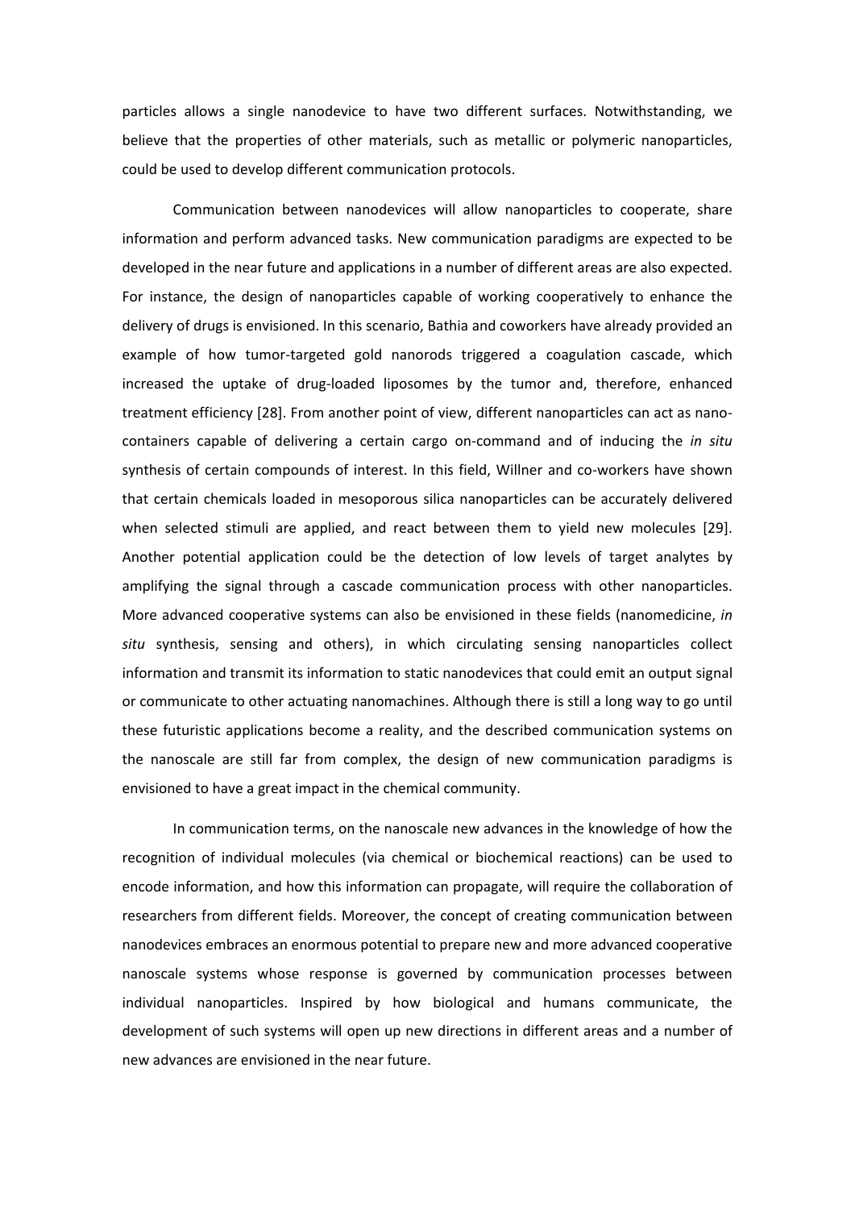particles allows a single nanodevice to have two different surfaces. Notwithstanding, we believe that the properties of other materials, such as metallic or polymeric nanoparticles, could be used to develop different communication protocols.

Communication between nanodevices will allow nanoparticles to cooperate, share information and perform advanced tasks. New communication paradigms are expected to be developed in the near future and applications in a number of different areas are also expected. For instance, the design of nanoparticles capable of working cooperatively to enhance the delivery of drugs is envisioned. In this scenario, Bathia and coworkers have already provided an example of how tumor-targeted gold nanorods triggered a coagulation cascade, which increased the uptake of drug-loaded liposomes by the tumor and, therefore, enhanced treatment efficiency [28]. From another point of view, different nanoparticles can act as nano-containers capable of delivering a certain cargo on-command and of inducing the *in situ* synthesis of certain compounds of interest. In this field, Willner and co-workers have shown that certain chemicals loaded in mesoporous silica nanoparticles can be accurately delivered when selected stimuli are applied, and react between them to yield new molecules [29]. Another potential application could be the detection of low levels of target analytes by amplifying the signal through a cascade communication process with other nanoparticles. More advanced cooperative systems can also be envisioned in these fields (nanomedicine, *in situ* synthesis, sensing and others), in which circulating sensing nanoparticles collect information and transmit its information to static nanodevices that could emit an output signal or communicate to other actuating nanomachines. Although there is still a long way to go until these futuristic applications become a reality, and the described communication systems on the nanoscale are still far from complex, the design of new communication paradigms is envisioned to have a great impact in the chemical community.

In communication terms, on the nanoscale new advances in the knowledge of how the recognition of individual molecules (via chemical or biochemical reactions) can be used to encode information, and how this information can propagate, will require the collaboration of researchers from different fields. Moreover, the concept of creating communication between nanodevices embraces an enormous potential to prepare new and more advanced cooperative nanoscale systems whose response is governed by communication processes between individual nanoparticles. Inspired by how biological and humans communicate, the development of such systems will open up new directions in different areas and a number of new advances are envisioned in the near future.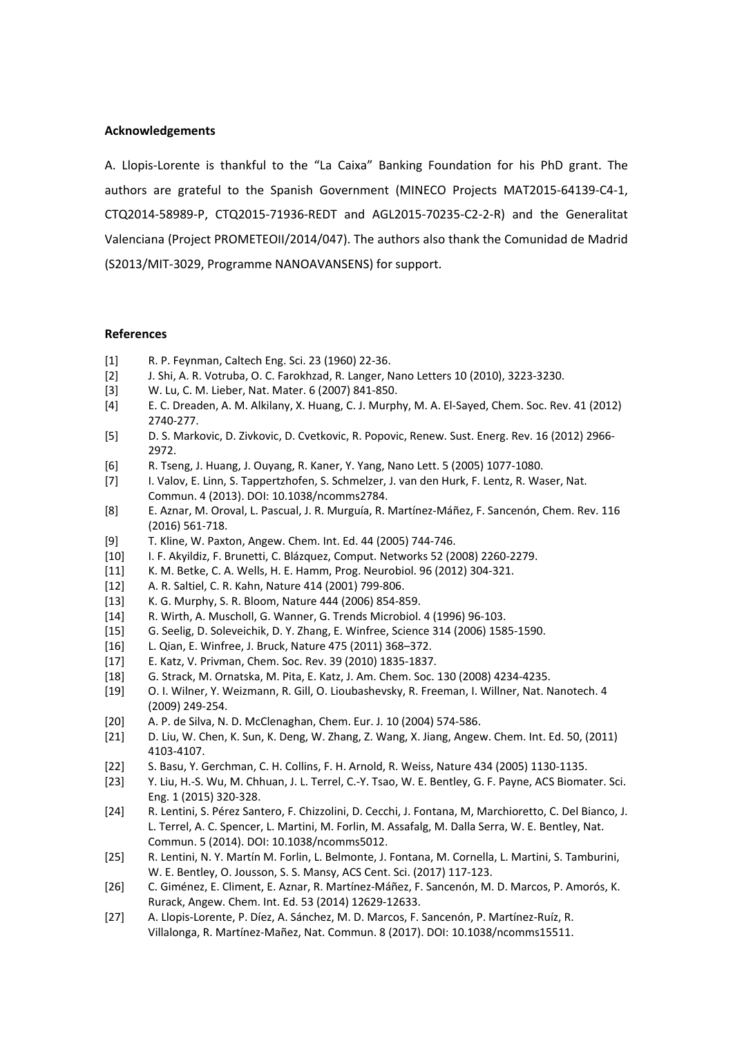**Acknowledgements**

A. Llopis-Lorente is thankful to the "La Caixa" Banking Foundation for his PhD grant. The authors are grateful to the Spanish Government (MINECO Projects MAT2015-64139-C4-1, CTQ2014-58989-P, CTQ2015-71936-REDT and AGL2015-70235-C2-2-R) and the Generalitat Valenciana (Project PROMETEOII/2014/047). The authors also thank the Comunidad de Madrid (S2013/MIT-3029, Programme NANOAVANSENS) for support.

**References**

[1] R. P. Feynman, Caltech Eng. Sci. 23 (1960) 22-36.

[2] J. Shi, A. R. Votruba, O. C. Farokhzad, R. Langer, Nano Letters 10 (2010), 3223-3230.

[3] W. Lu, C. M. Lieber, Nat. Mater. 6 (2007) 841-850.

[4] E. C. Dreaden, A. M. Alkilany, X. Huang, C. J. Murphy, M. A. El-Sayed, Chem. Soc. Rev. 41 (2012) 2740-277.

[5] D. S. Markovic, D. Zivkovic, D. Cvetkovic, R. Popovic, Renew. Sust. Energ. Rev. 16 (2012) 2966-2972.

[6] R. Tseng, J. Huang, J. Ouyang, R. Kaner, Y. Yang, Nano Lett. 5 (2005) 1077-1080.

[7] I. Valov, E. Linn, S. Tappertzhofen, S. Schmelzer, J. van den Hurk, F. Lentz, R. Waser, Nat. Commun. 4 (2013). DOI: 10.1038/ncomms2784.

[8] E. Aznar, M. Oroval, L. Pascual, J. R. Murguía, R. Martínez-Máñez, F. Sancenón, Chem. Rev. 116 (2016) 561-718.

[9] T. Kline, W. Paxton, Angew. Chem. Int. Ed. 44 (2005) 744-746.

[10] I. F. Akyildiz, F. Brunetti, C. Blázquez, Comput. Networks 52 (2008) 2260-2279.

[11] K. M. Betke, C. A. Wells, H. E. Hamm, Prog. Neurobiol. 96 (2012) 304-321.

[12] A. R. Saltiel, C. R. Kahn, Nature 414 (2001) 799-806.

[13] K. G. Murphy, S. R. Bloom, Nature 444 (2006) 854-859.

[14] R. Wirth, A. Muscholl, G. Wanner, G. Trends Microbiol. 4 (1996) 96-103.

[15] G. Seelig, D. Soleveichik, D. Y. Zhang, E. Winfree, Science 314 (2006) 1585-1590.

[16] L. Qian, E. Winfree, J. Bruck, Nature 475 (2011) 368–372.

[17] E. Katz, V. Privman, Chem. Soc. Rev. 39 (2010) 1835-1837.

[18] G. Strack, M. Ornatska, M. Pita, E. Katz, J. Am. Chem. Soc. 130 (2008) 4234-4235.

[19] O. I. Wilner, Y. Weizmann, R. Gill, O. Lioubashevsky, R. Freeman, I. Willner, Nat. Nanotech. 4 (2009) 249-254.

[20] A. P. de Silva, N. D. McClenaghan, Chem. Eur. J. 10 (2004) 574-586.

[21] D. Liu, W. Chen, K. Sun, K. Deng, W. Zhang, Z. Wang, X. Jiang, Angew. Chem. Int. Ed. 50, (2011) 4103-4107.

[22] S. Basu, Y. Gerchman, C. H. Collins, F. H. Arnold, R. Weiss, Nature 434 (2005) 1130-1135.

[23] Y. Liu, H.-S. Wu, M. Chhuan, J. L. Terrel, C.-Y. Tsao, W. E. Bentley, G. F. Payne, ACS Biomater. Sci. Eng. 1 (2015) 320-328.

[24] R. Lentini, S. Pérez Santero, F. Chizzolini, D. Cecchi, J. Fontana, M, Marchioretto, C. Del Bianco, J. L. Terrel, A. C. Spencer, L. Martini, M. Forlin, M. Assafalg, M. Dalla Serra, W. E. Bentley, Nat. Commun. 5 (2014). DOI: 10.1038/ncomms5012.

[25] R. Lentini, N. Y. Martín M. Forlin, L. Belmonte, J. Fontana, M. Cornella, L. Martini, S. Tamburini, W. E. Bentley, O. Jousson, S. S. Mansy, ACS Cent. Sci. (2017) 117-123.

[26] C. Giménez, E. Climent, E. Aznar, R. Martínez-Máñez, F. Sancenón, M. D. Marcos, P. Amorós, K. Rurack, Angew. Chem. Int. Ed. 53 (2014) 12629-12633.

[27] A. Llopis-Lorente, P. Díez, A. Sánchez, M. D. Marcos, F. Sancenón, P. Martínez-Ruíz, R. Villalonga, R. Martínez-Mañez, Nat. Commun. 8 (2017). DOI: 10.1038/ncomms15511.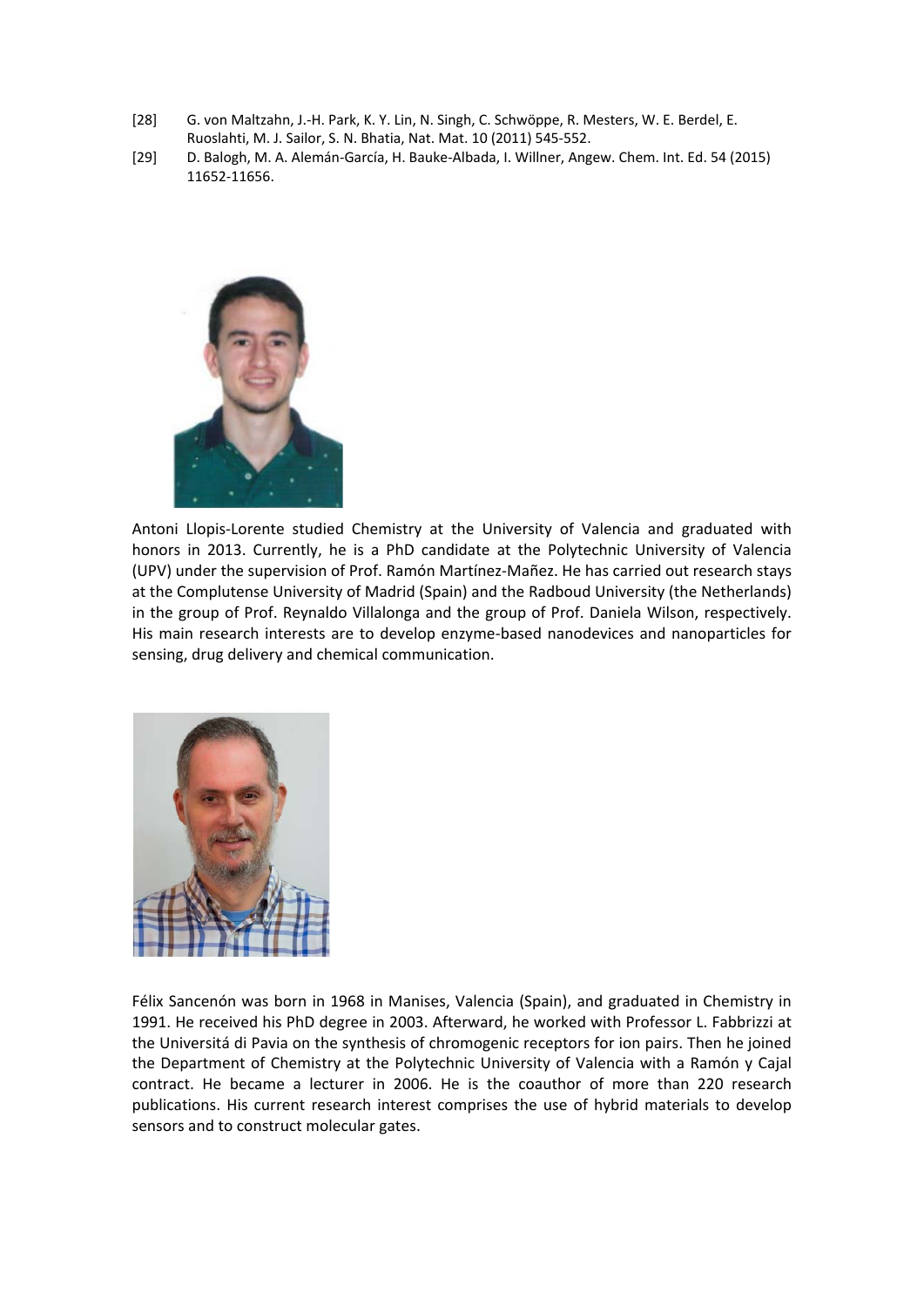[28] G. von Maltzahn, J.-H. Park, K. Y. Lin, N. Singh, C. Schwöppe, R. Mesters, W. E. Berdel, E. Ruoslahti, M. J. Sailor, S. N. Bhatia, Nat. Mat. 10 (2011) 545-552.

[29] D. Balogh, M. A. Alemán-García, H. Bauke-Albada, I. Willner, Angew. Chem. Int. Ed. 54 (2015) 11652-11656.

Antoni Llopis-Lorente studied Chemistry at the University of Valencia and graduated with honors in 2013. Currently, he is a PhD candidate at the Polytechnic University of Valencia (UPV) under the supervision of Prof. Ramón Martínez-Mañez. He has carried out research stays at the Complutense University of Madrid (Spain) and the Radboud University (the Netherlands) in the group of Prof. Reynaldo Villalonga and the group of Prof. Daniela Wilson, respectively. His main research interests are to develop enzyme-based nanodevices and nanoparticles for sensing, drug delivery and chemical communication.

Félix Sancenón was born in 1968 in Manises, Valencia (Spain), and graduated in Chemistry in 1991. He received his PhD degree in 2003. Afterward, he worked with Professor L. Fabbrizzi at the Universitá di Pavia on the synthesis of chromogenic receptors for ion pairs. Then he joined the Department of Chemistry at the Polytechnic University of Valencia with a Ramón y Cajal contract. He became a lecturer in 2006. He is the coauthor of more than 220 research publications. His current research interest comprises the use of hybrid materials to develop sensors and to construct molecular gates.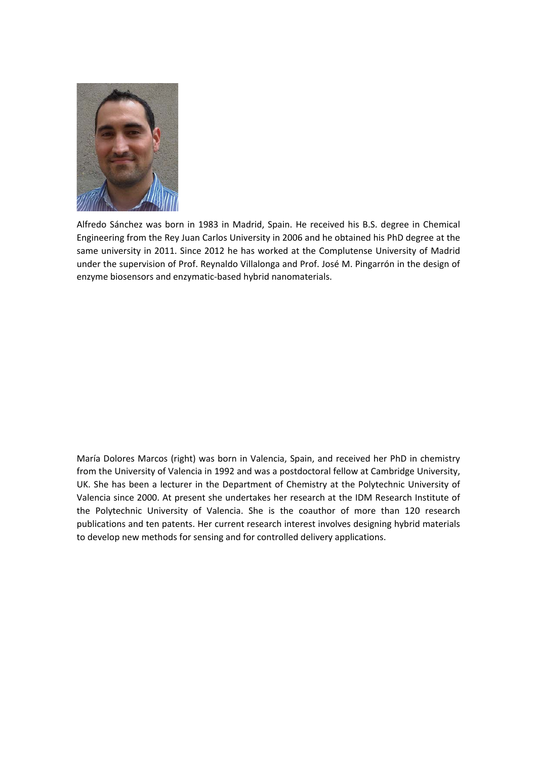Alfredo Sánchez was born in 1983 in Madrid, Spain. He received his B.S. degree in Chemical Engineering from the Rey Juan Carlos University in 2006 and he obtained his PhD degree at the same university in 2011. Since 2012 he has worked at the Complutense University of Madrid under the supervision of Prof. Reynaldo Villalonga and Prof. José M. Pingarrón in the design of enzyme biosensors and enzymatic-based hybrid nanomaterials.

María Dolores Marcos (right) was born in Valencia, Spain, and received her PhD in chemistry from the University of Valencia in 1992 and was a postdoctoral fellow at Cambridge University, UK. She has been a lecturer in the Department of Chemistry at the Polytechnic University of Valencia since 2000. At present she undertakes her research at the IDM Research Institute of the Polytechnic University of Valencia. She is the coauthor of more than 120 research publications and ten patents. Her current research interest involves designing hybrid materials to develop new methods for sensing and for controlled delivery applications.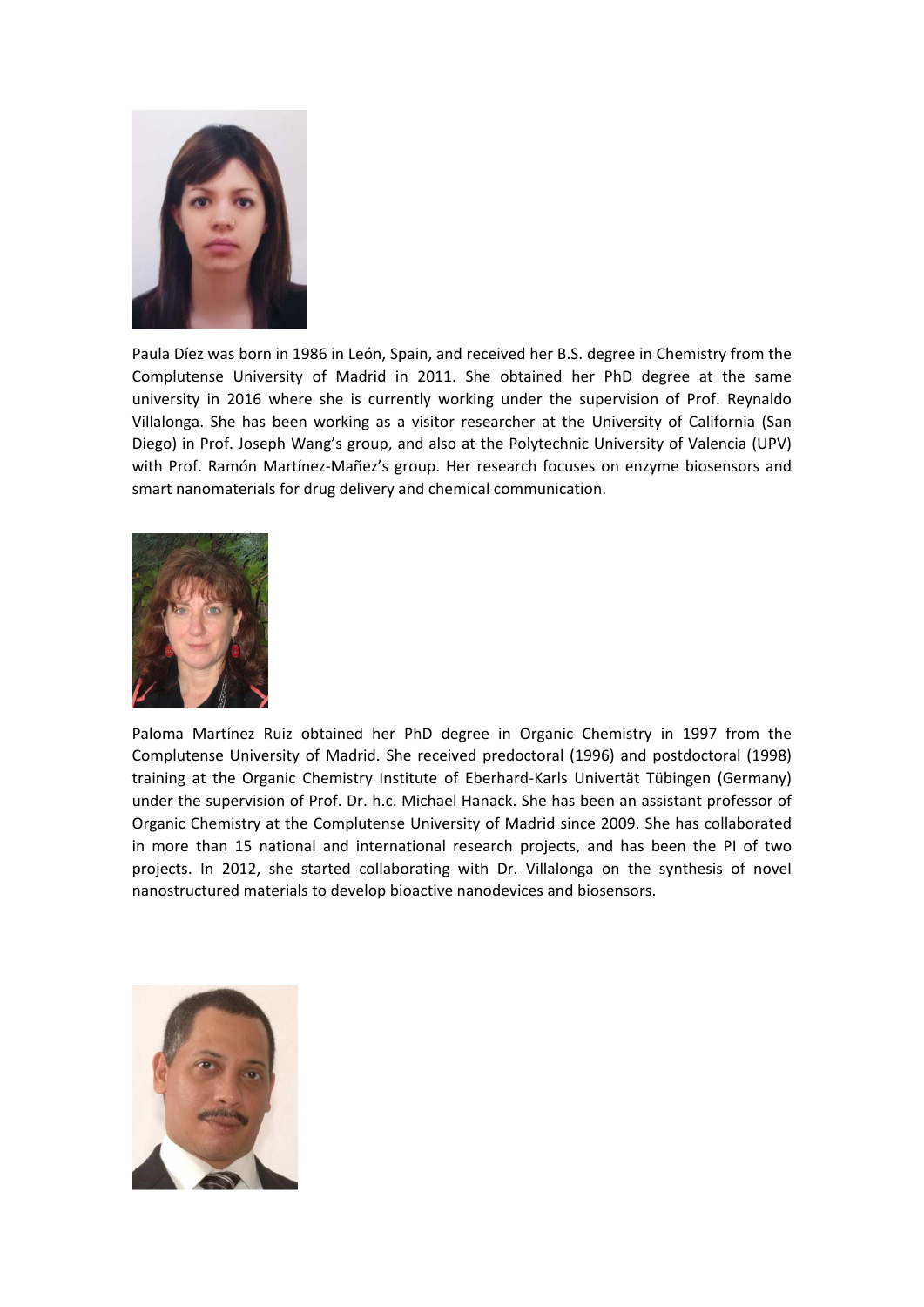Paula Díez was born in 1986 in León, Spain, and received her B.S. degree in Chemistry from the Complutense University of Madrid in 2011. She obtained her PhD degree at the same university in 2016 where she is currently working under the supervision of Prof. Reynaldo Villalonga. She has been working as a visitor researcher at the University of California (San Diego) in Prof. Joseph Wang's group, and also at the Polytechnic University of Valencia (UPV) with Prof. Ramón Martínez-Mañez's group. Her research focuses on enzyme biosensors and smart nanomaterials for drug delivery and chemical communication.

Paloma Martínez Ruiz obtained her PhD degree in Organic Chemistry in 1997 from the Complutense University of Madrid. She received predoctoral (1996) and postdoctoral (1998) training at the Organic Chemistry Institute of Eberhard-Karls Univertät Tübingen (Germany) under the supervision of Prof. Dr. h.c. Michael Hanack. She has been an assistant professor of Organic Chemistry at the Complutense University of Madrid since 2009. She has collaborated in more than 15 national and international research projects, and has been the PI of two projects. In 2012, she started collaborating with Dr. Villalonga on the synthesis of novel nanostructured materials to develop bioactive nanodevices and biosensors.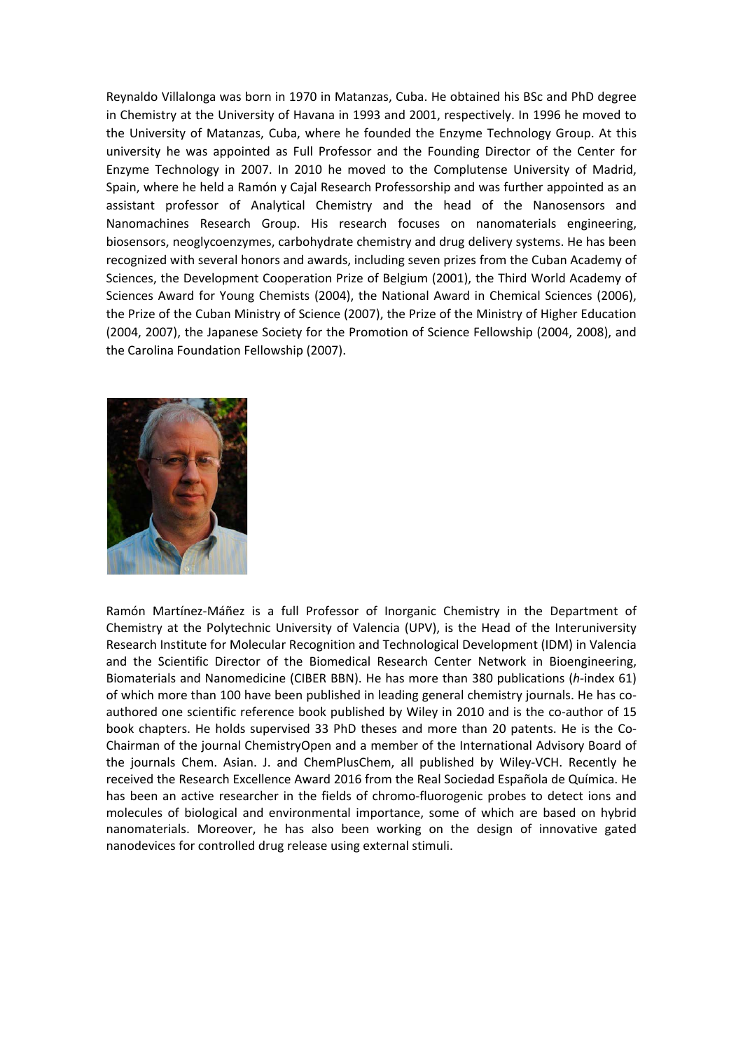Reynaldo Villalonga was born in 1970 in Matanzas, Cuba. He obtained his BSc and PhD degree in Chemistry at the University of Havana in 1993 and 2001, respectively. In 1996 he moved to the University of Matanzas, Cuba, where he founded the Enzyme Technology Group. At this university he was appointed as Full Professor and the Founding Director of the Center for Enzyme Technology in 2007. In 2010 he moved to the Complutense University of Madrid, Spain, where he held a Ramón y Cajal Research Professorship and was further appointed as an assistant professor of Analytical Chemistry and the head of the Nanosensors and Nanomachines Research Group. His research focuses on nanomaterials engineering, biosensors, neoglycoenzymes, carbohydrate chemistry and drug delivery systems. He has been recognized with several honors and awards, including seven prizes from the Cuban Academy of Sciences, the Development Cooperation Prize of Belgium (2001), the Third World Academy of Sciences Award for Young Chemists (2004), the National Award in Chemical Sciences (2006), the Prize of the Cuban Ministry of Science (2007), the Prize of the Ministry of Higher Education (2004, 2007), the Japanese Society for the Promotion of Science Fellowship (2004, 2008), and the Carolina Foundation Fellowship (2007).

Ramón Martínez-Máñez is a full Professor of Inorganic Chemistry in the Department of Chemistry at the Polytechnic University of Valencia (UPV), is the Head of the Interuniversity Research Institute for Molecular Recognition and Technological Development (IDM) in Valencia and the Scientific Director of the Biomedical Research Center Network in Bioengineering, Biomaterials and Nanomedicine (CIBER BBN). He has more than 380 publications (*h*-index 61) of which more than 100 have been published in leading general chemistry journals. He has co-authored one scientific reference book published by Wiley in 2010 and is the co-author of 15 book chapters. He holds supervised 33 PhD theses and more than 20 patents. He is the Co-Chairman of the journal ChemistryOpen and a member of the International Advisory Board of the journals Chem. Asian. J. and ChemPlusChem, all published by Wiley-VCH. Recently he received the Research Excellence Award 2016 from the Real Sociedad Española de Química. He has been an active researcher in the fields of chromo-fluorogenic probes to detect ions and molecules of biological and environmental importance, some of which are based on hybrid nanomaterials. Moreover, he has also been working on the design of innovative gated nanodevices for controlled drug release using external stimuli.